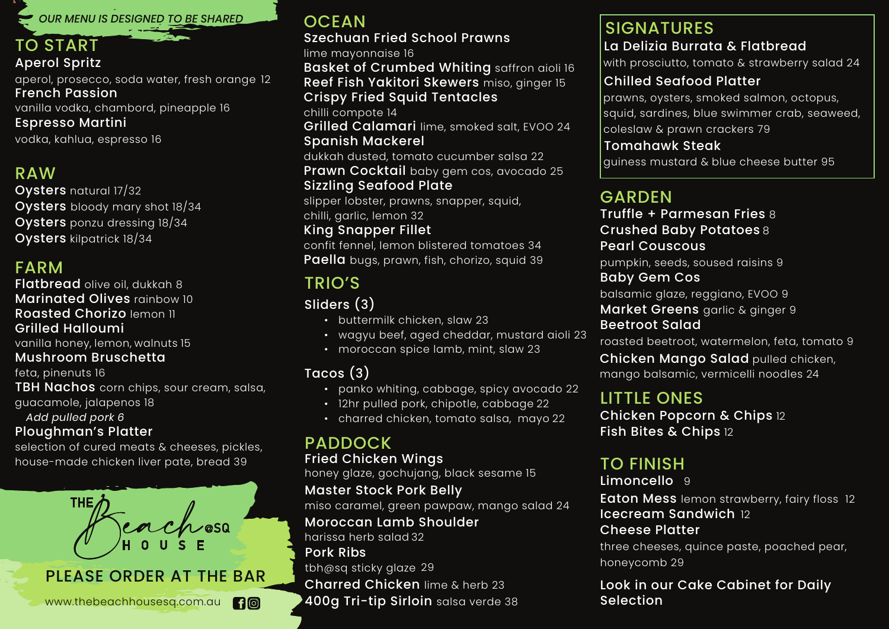*OUR MENU IS DESIGNED TO BE SHARED*

## TO START

**Aperol Spritz**
aperol, prosecco, soda water, fresh orange 12

**French Passion**
vanilla vodka, chambord, pineapple 16

**Espresso Martini**
vodka, kahlua, espresso 16

## RAW

**Oysters** natural 17/32
**Oysters** bloody mary shot 18/34
**Oysters** ponzu dressing 18/34
**Oysters** kilpatrick 18/34

## FARM

**Flatbread** olive oil, dukkah 8
**Marinated Olives** rainbow 10
**Roasted Chorizo** lemon 11

**Grilled Halloumi**
vanilla honey, lemon, walnuts 15

**Mushroom Bruschetta**
feta, pinenuts 16

**TBH Nachos** corn chips, sour cream, salsa, guacamole, jalapenos 18
*Add pulled pork 6*

**Ploughman's Platter**
selection of cured meats & cheeses, pickles, house-made chicken liver pate, bread 39

THE Beach @SQ HOUSE

PLEASE ORDER AT THE BAR

www.thebeachhousesq.com.au

## OCEAN

**Szechuan Fried School Prawns**
lime mayonnaise 16

**Basket of Crumbed Whiting** saffron aioli 16
**Reef Fish Yakitori Skewers** miso, ginger 15

**Crispy Fried Squid Tentacles**
chilli compote 14

**Grilled Calamari** lime, smoked salt, EVOO 24

**Spanish Mackerel**
dukkah dusted, tomato cucumber salsa 22

**Prawn Cocktail** baby gem cos, avocado 25

**Sizzling Seafood Plate**
slipper lobster, prawns, snapper, squid, chilli, garlic, lemon 32

**King Snapper Fillet**
confit fennel, lemon blistered tomatoes 34

**Paella** bugs, prawn, fish, chorizo, squid 39

## TRIO'S

**Sliders (3)**

- buttermilk chicken, slaw 23
- wagyu beef, aged cheddar, mustard aioli 23
- moroccan spice lamb, mint, slaw 23

**Tacos (3)**

- panko whiting, cabbage, spicy avocado 22
- 12hr pulled pork, chipotle, cabbage 22
- charred chicken, tomato salsa, mayo 22

## PADDOCK

**Fried Chicken Wings**
honey glaze, gochujang, black sesame 15

**Master Stock Pork Belly**
miso caramel, green pawpaw, mango salad 24

**Moroccan Lamb Shoulder**
harissa herb salad 32

**Pork Ribs**
tbh@sq sticky glaze 29

**Charred Chicken** lime & herb 23
**400g Tri-tip Sirloin** salsa verde 38

## SIGNATURES

**La Delizia Burrata & Flatbread**
with prosciutto, tomato & strawberry salad 24

**Chilled Seafood Platter**
prawns, oysters, smoked salmon, octopus, squid, sardines, blue swimmer crab, seaweed, coleslaw & prawn crackers 79

**Tomahawk Steak**
guiness mustard & blue cheese butter 95

## GARDEN

**Truffle + Parmesan Fries** 8
**Crushed Baby Potatoes** 8

**Pearl Couscous**
pumpkin, seeds, soused raisins 9

**Baby Gem Cos**
balsamic glaze, reggiano, EVOO 9

**Market Greens** garlic & ginger 9

**Beetroot Salad**
roasted beetroot, watermelon, feta, tomato 9

**Chicken Mango Salad** pulled chicken, mango balsamic, vermicelli noodles 24

## LITTLE ONES

**Chicken Popcorn & Chips** 12
**Fish Bites & Chips** 12

## TO FINISH

**Limoncello** 9
**Eaton Mess** lemon strawberry, fairy floss 12
**Icecream Sandwich** 12

**Cheese Platter**
three cheeses, quince paste, poached pear, honeycomb 29

**Look in our Cake Cabinet for Daily Selection**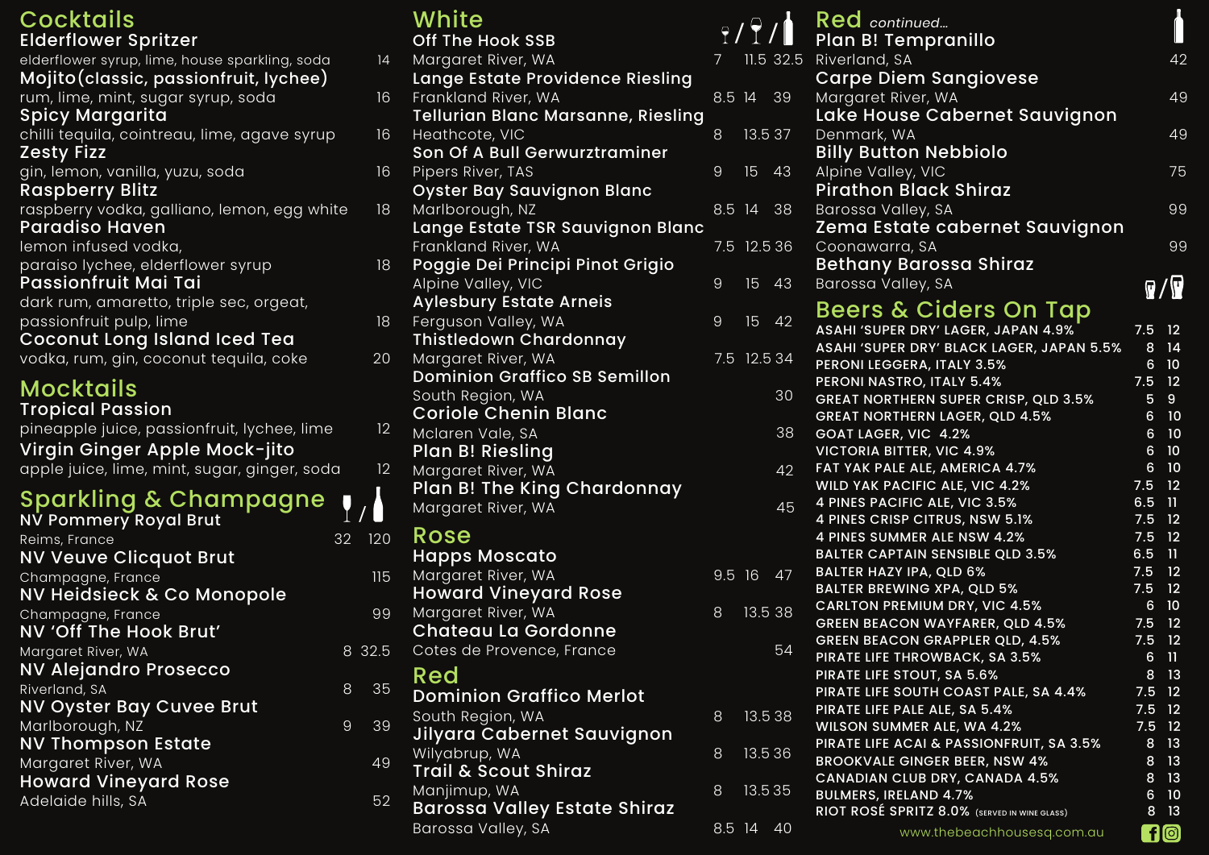## Cocktails

| | |
|---|---|
| **Elderflower Spritzer**<br>elderflower syrup, lime, house sparkling, soda | 14 |
| **Mojito(classic, passionfruit, lychee)**<br>rum, lime, mint, sugar syrup, soda | 16 |
| **Spicy Margarita**<br>chilli tequila, cointreau, lime, agave syrup | 16 |
| **Zesty Fizz**<br>gin, lemon, vanilla, yuzu, soda | 16 |
| **Raspberry Blitz**<br>raspberry vodka, galliano, lemon, egg white | 18 |
| **Paradiso Haven**<br>lemon infused vodka, paraiso lychee, elderflower syrup | 18 |
| **Passionfruit Mai Tai**<br>dark rum, amaretto, triple sec, orgeat, passionfruit pulp, lime | 18 |
| **Coconut Long Island Iced Tea**<br>vodka, rum, gin, coconut tequila, coke | 20 |

## Mocktails

| | |
|---|---|
| **Tropical Passion**<br>pineapple juice, passionfruit, lychee, lime | 12 |
| **Virgin Ginger Apple Mock-jito**<br>apple juice, lime, mint, sugar, ginger, soda | 12 |

## Sparkling & Champagne

| | Glass | Bottle |
|---|---|---|
| **NV Pommery Royal Brut**<br>Reims, France | 32 | 120 |
| **NV Veuve Clicquot Brut**<br>Champagne, France | | 115 |
| **NV Heidsieck & Co Monopole**<br>Champagne, France | | 99 |
| **NV 'Off The Hook Brut'**<br>Margaret River, WA | 8 | 32.5 |
| **NV Alejandro Prosecco**<br>Riverland, SA | 8 | 35 |
| **NV Oyster Bay Cuvee Brut**<br>Marlborough, NZ | 9 | 39 |
| **NV Thompson Estate**<br>Margaret River, WA | | 49 |
| **Howard Vineyard Rose**<br>Adelaide hills, SA | | 52 |

## White

| | Small glass | Glass | Bottle |
|---|---|---|---|
| **Off The Hook SSB**<br>Margaret River, WA | 7 | 11.5 | 32.5 |
| **Lange Estate Providence Riesling**<br>Frankland River, WA | 8.5 | 14 | 39 |
| **Tellurian Blanc Marsanne, Riesling**<br>Heathcote, VIC | 8 | 13.5 | 37 |
| **Son Of A Bull Gerwurztraminer**<br>Pipers River, TAS | 9 | 15 | 43 |
| **Oyster Bay Sauvignon Blanc**<br>Marlborough, NZ | 8.5 | 14 | 38 |
| **Lange Estate TSR Sauvignon Blanc**<br>Frankland River, WA | 7.5 | 12.5 | 36 |
| **Poggie Dei Principi Pinot Grigio**<br>Alpine Valley, VIC | 9 | 15 | 43 |
| **Aylesbury Estate Arneis**<br>Ferguson Valley, WA | 9 | 15 | 42 |
| **Thistledown Chardonnay**<br>Margaret River, WA | 7.5 | 12.5 | 34 |
| **Dominion Graffico SB Semillon**<br>South Region, WA | | | 30 |
| **Coriole Chenin Blanc**<br>Mclaren Vale, SA | | | 38 |
| **Plan B! Riesling**<br>Margaret River, WA | | | 42 |
| **Plan B! The King Chardonnay**<br>Margaret River, WA | | | 45 |

## Rose

| | Small glass | Glass | Bottle |
|---|---|---|---|
| **Happs Moscato**<br>Margaret River, WA | 9.5 | 16 | 47 |
| **Howard Vineyard Rose**<br>Margaret River, WA | 8 | 13.5 | 38 |
| **Chateau La Gordonne**<br>Cotes de Provence, France | | | 54 |

## Red

| | Small glass | Glass | Bottle |
|---|---|---|---|
| **Dominion Graffico Merlot**<br>South Region, WA | 8 | 13.5 | 38 |
| **Jilyara Cabernet Sauvignon**<br>Wilyabrup, WA | 8 | 13.5 | 36 |
| **Trail & Scout Shiraz**<br>Manjimup, WA | 8 | 13.5 | 35 |
| **Barossa Valley Estate Shiraz**<br>Barossa Valley, SA | 8.5 | 14 | 40 |

## Red *continued...*

| | Bottle |
|---|---|
| **Plan B! Tempranillo**<br>Riverland, SA | 42 |
| **Carpe Diem Sangiovese**<br>Margaret River, WA | 49 |
| **Lake House Cabernet Sauvignon**<br>Denmark, WA | 49 |
| **Billy Button Nebbiolo**<br>Alpine Valley, VIC | 75 |
| **Pirathon Black Shiraz**<br>Barossa Valley, SA | 99 |
| **Zema Estate cabernet Sauvignon**<br>Coonawarra, SA | 99 |
| **Bethany Barossa Shiraz**<br>Barossa Valley, SA | |

## Beers & Ciders On Tap

| | Small | Large |
|---|---|---|
| ASAHI 'SUPER DRY' LAGER, JAPAN 4.9% | 7.5 | 12 |
| ASAHI 'SUPER DRY' BLACK LAGER, JAPAN 5.5% | 8 | 14 |
| PERONI LEGGERA, ITALY 3.5% | 6 | 10 |
| PERONI NASTRO, ITALY 5.4% | 7.5 | 12 |
| GREAT NORTHERN SUPER CRISP, QLD 3.5% | 5 | 9 |
| GREAT NORTHERN LAGER, QLD 4.5% | 6 | 10 |
| GOAT LAGER, VIC 4.2% | 6 | 10 |
| VICTORIA BITTER, VIC 4.9% | 6 | 10 |
| FAT YAK PALE ALE, AMERICA 4.7% | 6 | 10 |
| WILD YAK PACIFIC ALE, VIC 4.2% | 7.5 | 12 |
| 4 PINES PACIFIC ALE, VIC 3.5% | 6.5 | 11 |
| 4 PINES CRISP CITRUS, NSW 5.1% | 7.5 | 12 |
| 4 PINES SUMMER ALE NSW 4.2% | 7.5 | 12 |
| BALTER CAPTAIN SENSIBLE QLD 3.5% | 6.5 | 11 |
| BALTER HAZY IPA, QLD 6% | 7.5 | 12 |
| BALTER BREWING XPA, QLD 5% | 7.5 | 12 |
| CARLTON PREMIUM DRY, VIC 4.5% | 6 | 10 |
| GREEN BEACON WAYFARER, QLD 4.5% | 7.5 | 12 |
| GREEN BEACON GRAPPLER QLD, 4.5% | 7.5 | 12 |
| PIRATE LIFE THROWBACK, SA 3.5% | 6 | 11 |
| PIRATE LIFE STOUT, SA 5.6% | 8 | 13 |
| PIRATE LIFE SOUTH COAST PALE, SA 4.4% | 7.5 | 12 |
| PIRATE LIFE PALE ALE, SA 5.4% | 7.5 | 12 |
| WILSON SUMMER ALE, WA 4.2% | 7.5 | 12 |
| PIRATE LIFE ACAI & PASSIONFRUIT, SA 3.5% | 8 | 13 |
| BROOKVALE GINGER BEER, NSW 4% | 8 | 13 |
| CANADIAN CLUB DRY, CANADA 4.5% | 8 | 13 |
| BULMERS, IRELAND 4.7% | 6 | 10 |
| RIOT ROSÉ SPRITZ 8.0% (SERVED IN WINE GLASS) | 8 | 13 |

www.thebeachhousesq.com.au